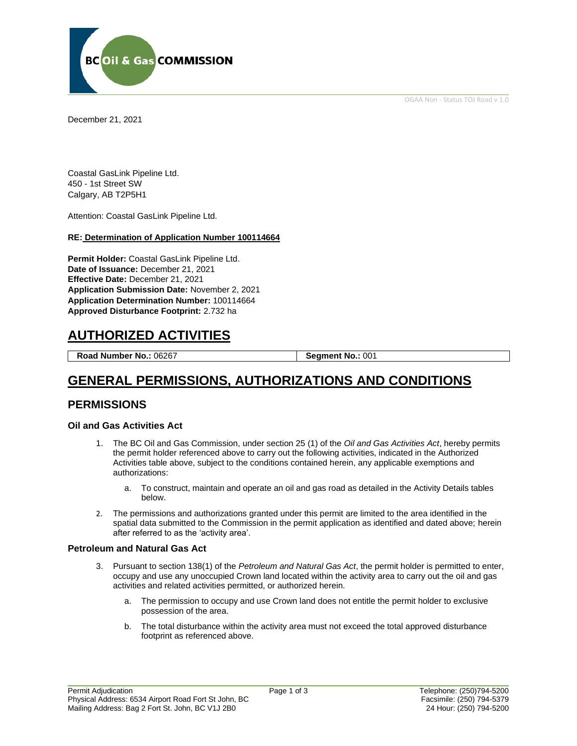OGAA Non - Status TOJ Road v 1.0

December 21, 2021

Coastal GasLink Pipeline Ltd.
450 - 1st Street SW
Calgary, AB T2P5H1

Attention: Coastal GasLink Pipeline Ltd.

**RE: Determination of Application Number 100114664**

**Permit Holder:** Coastal GasLink Pipeline Ltd.
**Date of Issuance:** December 21, 2021
**Effective Date:** December 21, 2021
**Application Submission Date:** November 2, 2021
**Application Determination Number:** 100114664
**Approved Disturbance Footprint:** 2.732 ha

# AUTHORIZED ACTIVITIES

| **Road Number No.:** 06267 | **Segment No.:** 001 |
|---|---|

# GENERAL PERMISSIONS, AUTHORIZATIONS AND CONDITIONS

## PERMISSIONS

### Oil and Gas Activities Act

1. The BC Oil and Gas Commission, under section 25 (1) of the *Oil and Gas Activities Act*, hereby permits the permit holder referenced above to carry out the following activities, indicated in the Authorized Activities table above, subject to the conditions contained herein, any applicable exemptions and authorizations:
    a. To construct, maintain and operate an oil and gas road as detailed in the Activity Details tables below.
2. The permissions and authorizations granted under this permit are limited to the area identified in the spatial data submitted to the Commission in the permit application as identified and dated above; herein after referred to as the 'activity area'.

### Petroleum and Natural Gas Act

3. Pursuant to section 138(1) of the *Petroleum and Natural Gas Act*, the permit holder is permitted to enter, occupy and use any unoccupied Crown land located within the activity area to carry out the oil and gas activities and related activities permitted, or authorized herein.
    a. The permission to occupy and use Crown land does not entitle the permit holder to exclusive possession of the area.
    b. The total disturbance within the activity area must not exceed the total approved disturbance footprint as referenced above.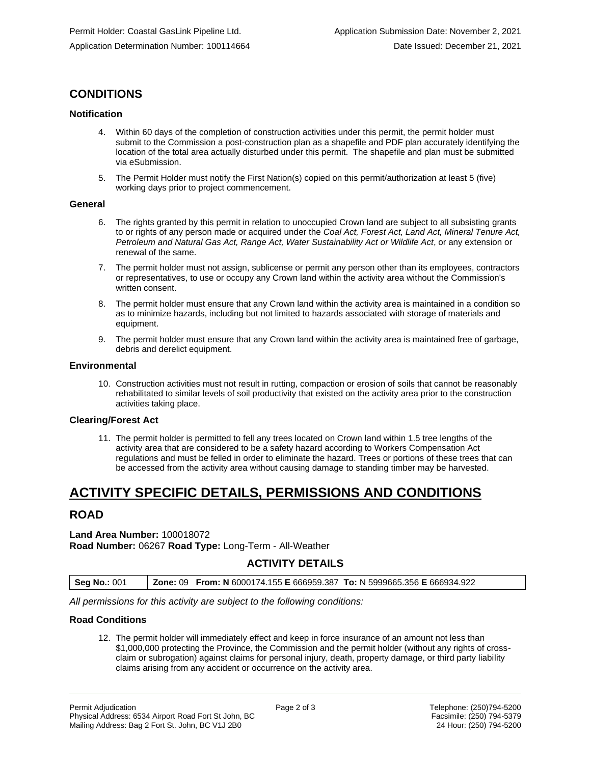## CONDITIONS

### Notification

4. Within 60 days of the completion of construction activities under this permit, the permit holder must submit to the Commission a post-construction plan as a shapefile and PDF plan accurately identifying the location of the total area actually disturbed under this permit. The shapefile and plan must be submitted via eSubmission.

5. The Permit Holder must notify the First Nation(s) copied on this permit/authorization at least 5 (five) working days prior to project commencement.

### General

6. The rights granted by this permit in relation to unoccupied Crown land are subject to all subsisting grants to or rights of any person made or acquired under the *Coal Act, Forest Act, Land Act, Mineral Tenure Act, Petroleum and Natural Gas Act, Range Act, Water Sustainability Act or Wildlife Act*, or any extension or renewal of the same.

7. The permit holder must not assign, sublicense or permit any person other than its employees, contractors or representatives, to use or occupy any Crown land within the activity area without the Commission's written consent.

8. The permit holder must ensure that any Crown land within the activity area is maintained in a condition so as to minimize hazards, including but not limited to hazards associated with storage of materials and equipment.

9. The permit holder must ensure that any Crown land within the activity area is maintained free of garbage, debris and derelict equipment.

### Environmental

10. Construction activities must not result in rutting, compaction or erosion of soils that cannot be reasonably rehabilitated to similar levels of soil productivity that existed on the activity area prior to the construction activities taking place.

### Clearing/Forest Act

11. The permit holder is permitted to fell any trees located on Crown land within 1.5 tree lengths of the activity area that are considered to be a safety hazard according to Workers Compensation Act regulations and must be felled in order to eliminate the hazard. Trees or portions of these trees that can be accessed from the activity area without causing damage to standing timber may be harvested.

# ACTIVITY SPECIFIC DETAILS, PERMISSIONS AND CONDITIONS

## ROAD

**Land Area Number:** 100018072
**Road Number:** 06267 **Road Type:** Long-Term - All-Weather

### ACTIVITY DETAILS

| **Seg No.:** 001 | **Zone:** 09 **From: N** 6000174.155 **E** 666959.387 **To:** N 5999665.356 **E** 666934.922 |
|---|---|

*All permissions for this activity are subject to the following conditions:*

### Road Conditions

12. The permit holder will immediately effect and keep in force insurance of an amount not less than $1,000,000 protecting the Province, the Commission and the permit holder (without any rights of cross-claim or subrogation) against claims for personal injury, death, property damage, or third party liability claims arising from any accident or occurrence on the activity area.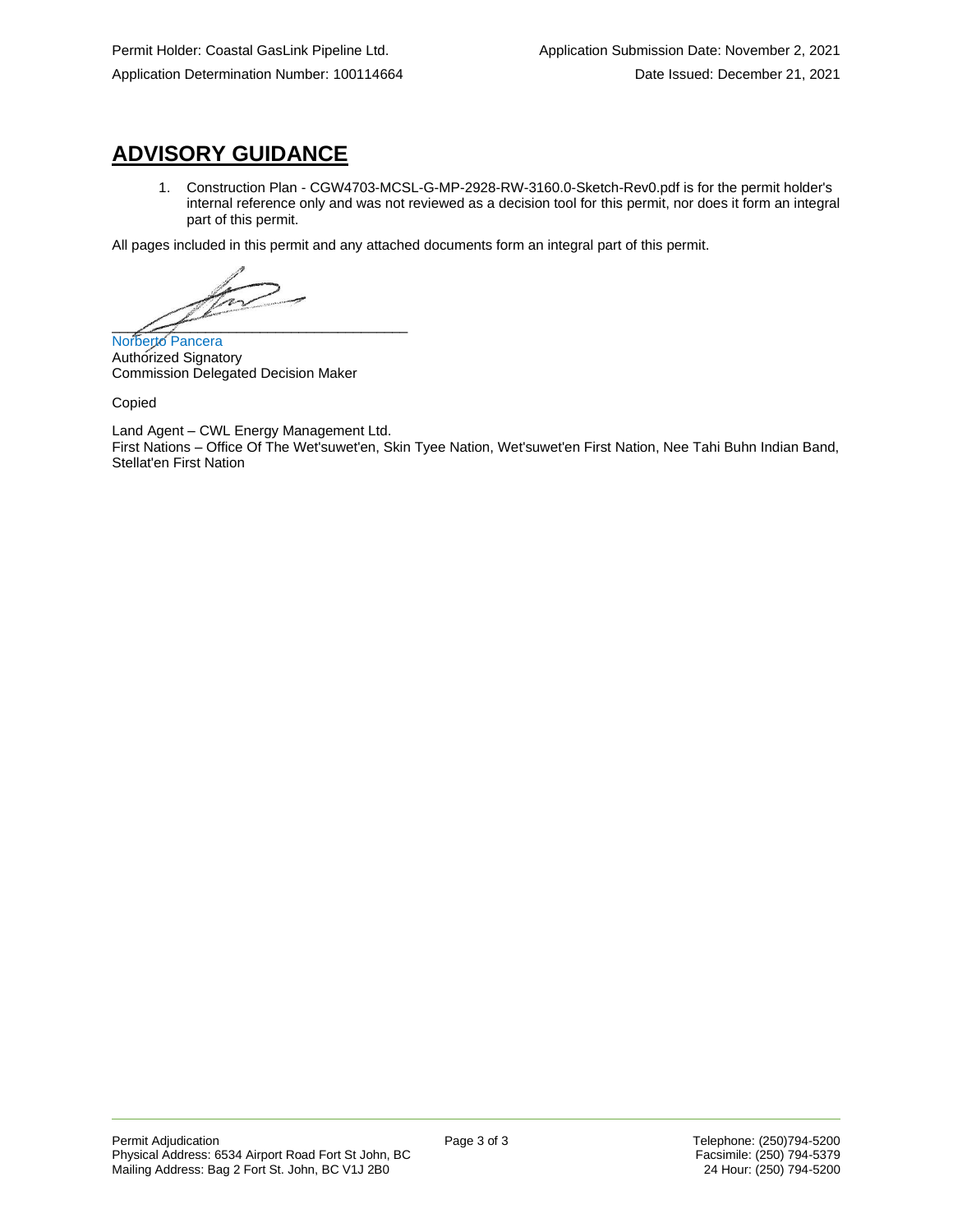Permit Holder: Coastal GasLink Pipeline Ltd.
Application Determination Number: 100114664

Application Submission Date: November 2, 2021
Date Issued: December 21, 2021

## ADVISORY GUIDANCE

1. Construction Plan - CGW4703-MCSL-G-MP-2928-RW-3160.0-Sketch-Rev0.pdf is for the permit holder's internal reference only and was not reviewed as a decision tool for this permit, nor does it form an integral part of this permit.

All pages included in this permit and any attached documents form an integral part of this permit.

Norberto Pancera
Authorized Signatory
Commission Delegated Decision Maker

Copied

Land Agent – CWL Energy Management Ltd.
First Nations – Office Of The Wet'suwet'en, Skin Tyee Nation, Wet'suwet'en First Nation, Nee Tahi Buhn Indian Band, Stellat'en First Nation

Permit Adjudication
Physical Address: 6534 Airport Road Fort St John, BC
Mailing Address: Bag 2 Fort St. John, BC V1J 2B0

Telephone: (250)794-5200
Facsimile: (250) 794-5379
24 Hour: (250) 794-5200